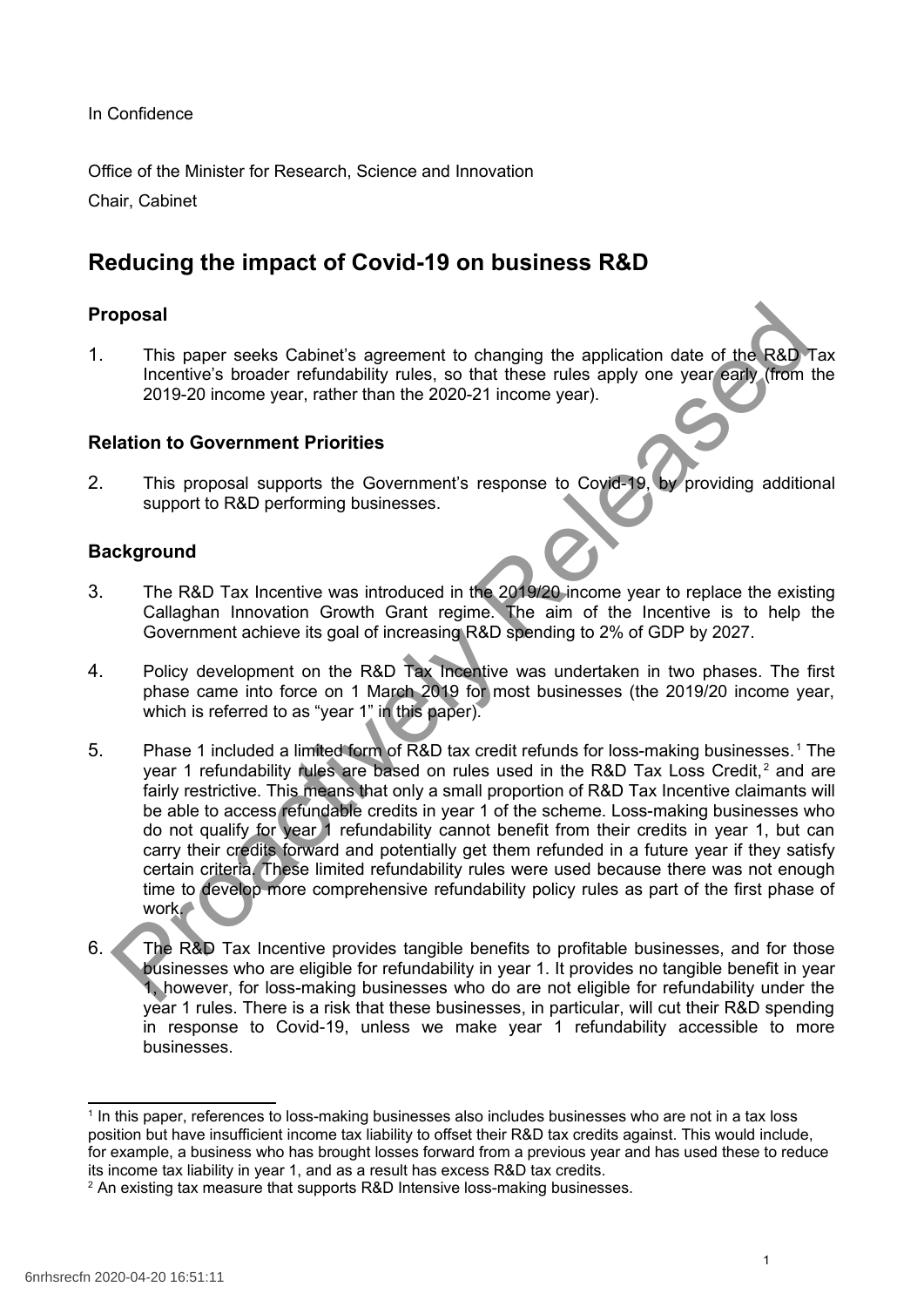In Confidence

Office of the Minister for Research, Science and Innovation

Chair, Cabinet

# Reducing the impact of Covid-19 on business R&D

## Proposal

1. This paper seeks Cabinet's agreement to changing the application date of the R&D Tax Incentive's broader refundability rules, so that these rules apply one year early (from the 2019-20 income year, rather than the 2020-21 income year).

## Relation to Government Priorities

2. This proposal supports the Government's response to Covid-19, by providing additional support to R&D performing businesses.

## Background

3. The R&D Tax Incentive was introduced in the 2019/20 income year to replace the existing Callaghan Innovation Growth Grant regime. The aim of the Incentive is to help the Government achieve its goal of increasing R&D spending to 2% of GDP by 2027.

4. Policy development on the R&D Tax Incentive was undertaken in two phases. The first phase came into force on 1 March 2019 for most businesses (the 2019/20 income year, which is referred to as "year 1" in this paper).

5. Phase 1 included a limited form of R&D tax credit refunds for loss-making businesses.[1] The year 1 refundability rules are based on rules used in the R&D Tax Loss Credit,[2] and are fairly restrictive. This means that only a small proportion of R&D Tax Incentive claimants will be able to access refundable credits in year 1 of the scheme. Loss-making businesses who do not qualify for year 1 refundability cannot benefit from their credits in year 1, but can carry their credits forward and potentially get them refunded in a future year if they satisfy certain criteria. These limited refundability rules were used because there was not enough time to develop more comprehensive refundability policy rules as part of the first phase of work.

6. The R&D Tax Incentive provides tangible benefits to profitable businesses, and for those businesses who are eligible for refundability in year 1. It provides no tangible benefit in year 1, however, for loss-making businesses who do are not eligible for refundability under the year 1 rules. There is a risk that these businesses, in particular, will cut their R&D spending in response to Covid-19, unless we make year 1 refundability accessible to more businesses.

---

[1] In this paper, references to loss-making businesses also includes businesses who are not in a tax loss position but have insufficient income tax liability to offset their R&D tax credits against. This would include, for example, a business who has brought losses forward from a previous year and has used these to reduce its income tax liability in year 1, and as a result has excess R&D tax credits.

[2] An existing tax measure that supports R&D Intensive loss-making businesses.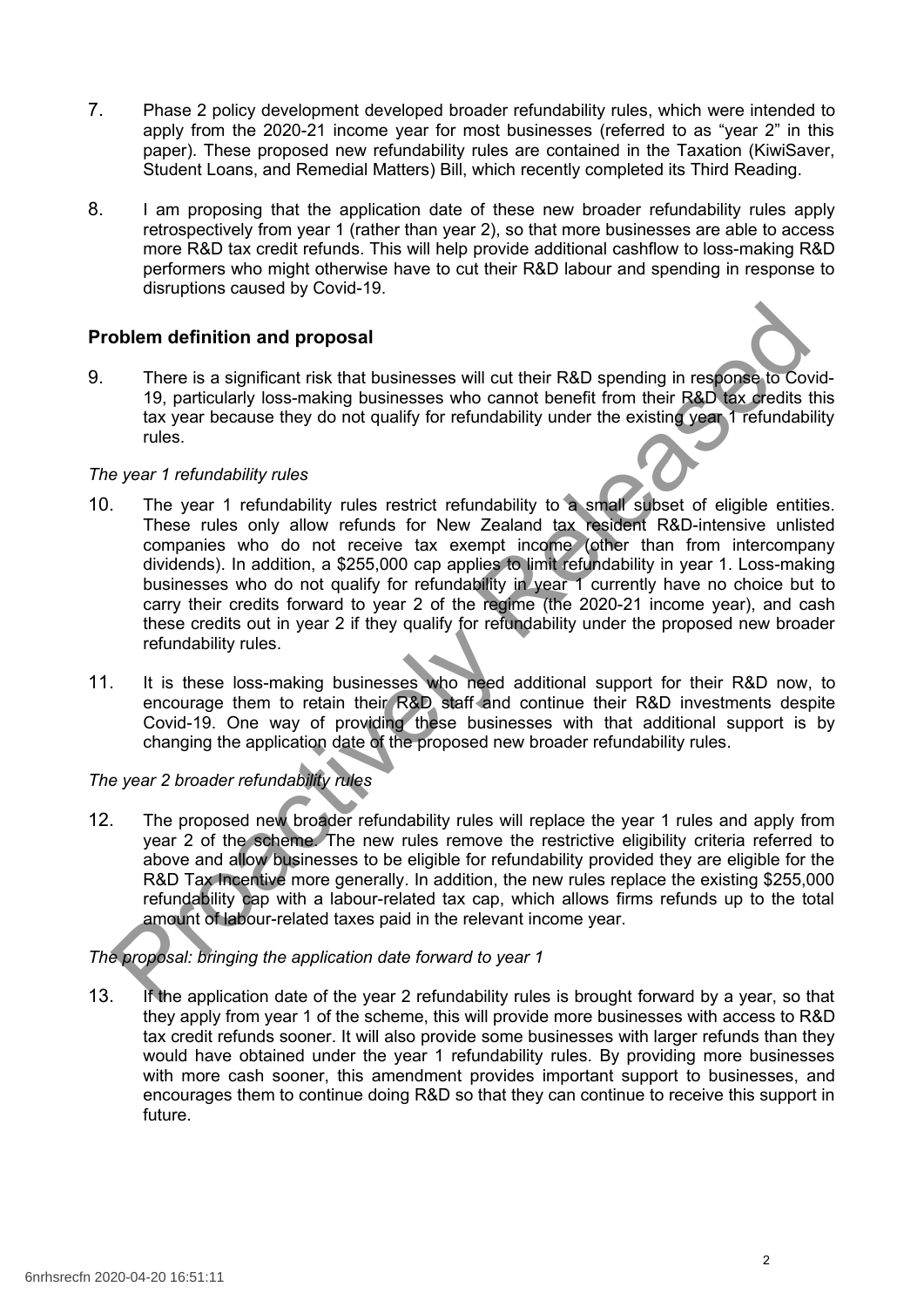7. Phase 2 policy development developed broader refundability rules, which were intended to apply from the 2020-21 income year for most businesses (referred to as "year 2" in this paper). These proposed new refundability rules are contained in the Taxation (KiwiSaver, Student Loans, and Remedial Matters) Bill, which recently completed its Third Reading.

8. I am proposing that the application date of these new broader refundability rules apply retrospectively from year 1 (rather than year 2), so that more businesses are able to access more R&D tax credit refunds. This will help provide additional cashflow to loss-making R&D performers who might otherwise have to cut their R&D labour and spending in response to disruptions caused by Covid-19.

## Problem definition and proposal

9. There is a significant risk that businesses will cut their R&D spending in response to Covid-19, particularly loss-making businesses who cannot benefit from their R&D tax credits this tax year because they do not qualify for refundability under the existing year 1 refundability rules.

*The year 1 refundability rules*

10. The year 1 refundability rules restrict refundability to a small subset of eligible entities. These rules only allow refunds for New Zealand tax resident R&D-intensive unlisted companies who do not receive tax exempt income (other than from intercompany dividends). In addition, a $255,000 cap applies to limit refundability in year 1. Loss-making businesses who do not qualify for refundability in year 1 currently have no choice but to carry their credits forward to year 2 of the regime (the 2020-21 income year), and cash these credits out in year 2 if they qualify for refundability under the proposed new broader refundability rules.

11. It is these loss-making businesses who need additional support for their R&D now, to encourage them to retain their R&D staff and continue their R&D investments despite Covid-19. One way of providing these businesses with that additional support is by changing the application date of the proposed new broader refundability rules.

*The year 2 broader refundability rules*

12. The proposed new broader refundability rules will replace the year 1 rules and apply from year 2 of the scheme. The new rules remove the restrictive eligibility criteria referred to above and allow businesses to be eligible for refundability provided they are eligible for the R&D Tax Incentive more generally. In addition, the new rules replace the existing $255,000 refundability cap with a labour-related tax cap, which allows firms refunds up to the total amount of labour-related taxes paid in the relevant income year.

*The proposal: bringing the application date forward to year 1*

13. If the application date of the year 2 refundability rules is brought forward by a year, so that they apply from year 1 of the scheme, this will provide more businesses with access to R&D tax credit refunds sooner. It will also provide some businesses with larger refunds than they would have obtained under the year 1 refundability rules. By providing more businesses with more cash sooner, this amendment provides important support to businesses, and encourages them to continue doing R&D so that they can continue to receive this support in future.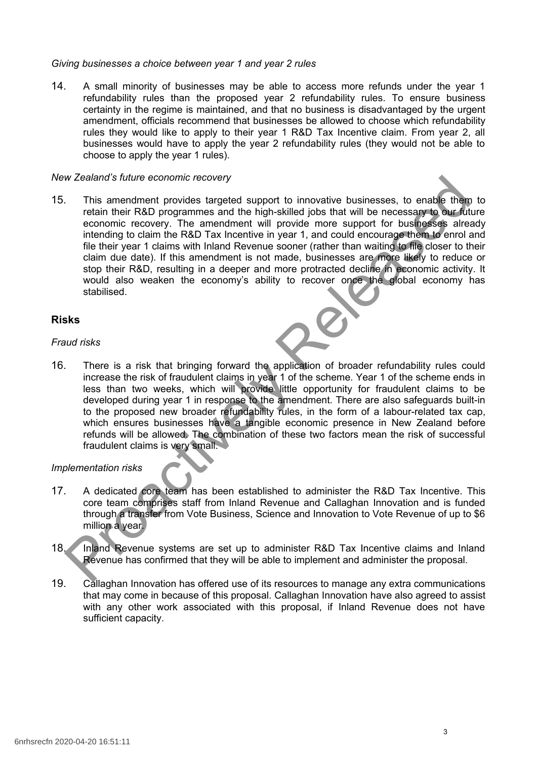*Giving businesses a choice between year 1 and year 2 rules*

14. A small minority of businesses may be able to access more refunds under the year 1 refundability rules than the proposed year 2 refundability rules. To ensure business certainty in the regime is maintained, and that no business is disadvantaged by the urgent amendment, officials recommend that businesses be allowed to choose which refundability rules they would like to apply to their year 1 R&D Tax Incentive claim. From year 2, all businesses would have to apply the year 2 refundability rules (they would not be able to choose to apply the year 1 rules).

*New Zealand's future economic recovery*

15. This amendment provides targeted support to innovative businesses, to enable them to retain their R&D programmes and the high-skilled jobs that will be necessary to our future economic recovery. The amendment will provide more support for businesses already intending to claim the R&D Tax Incentive in year 1, and could encourage them to enrol and file their year 1 claims with Inland Revenue sooner (rather than waiting to file closer to their claim due date). If this amendment is not made, businesses are more likely to reduce or stop their R&D, resulting in a deeper and more protracted decline in economic activity. It would also weaken the economy's ability to recover once the global economy has stabilised.

## Risks

*Fraud risks*

16. There is a risk that bringing forward the application of broader refundability rules could increase the risk of fraudulent claims in year 1 of the scheme. Year 1 of the scheme ends in less than two weeks, which will provide little opportunity for fraudulent claims to be developed during year 1 in response to the amendment. There are also safeguards built-in to the proposed new broader refundability rules, in the form of a labour-related tax cap, which ensures businesses have a tangible economic presence in New Zealand before refunds will be allowed. The combination of these two factors mean the risk of successful fraudulent claims is very small.

*Implementation risks*

17. A dedicated core team has been established to administer the R&D Tax Incentive. This core team comprises staff from Inland Revenue and Callaghan Innovation and is funded through a transfer from Vote Business, Science and Innovation to Vote Revenue of up to $6 million a year.

18. Inland Revenue systems are set up to administer R&D Tax Incentive claims and Inland Revenue has confirmed that they will be able to implement and administer the proposal.

19. Callaghan Innovation has offered use of its resources to manage any extra communications that may come in because of this proposal. Callaghan Innovation have also agreed to assist with any other work associated with this proposal, if Inland Revenue does not have sufficient capacity.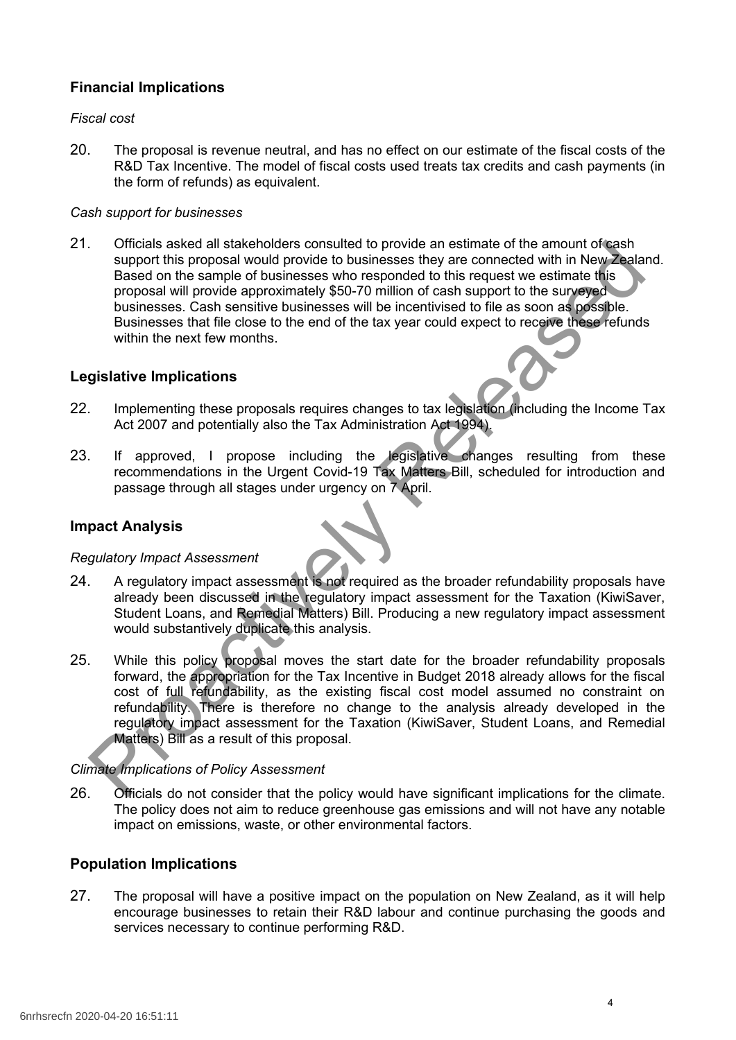## Financial Implications

*Fiscal cost*

20. The proposal is revenue neutral, and has no effect on our estimate of the fiscal costs of the R&D Tax Incentive. The model of fiscal costs used treats tax credits and cash payments (in the form of refunds) as equivalent.

*Cash support for businesses*

21. Officials asked all stakeholders consulted to provide an estimate of the amount of cash support this proposal would provide to businesses they are connected with in New Zealand. Based on the sample of businesses who responded to this request we estimate this proposal will provide approximately $50-70 million of cash support to the surveyed businesses. Cash sensitive businesses will be incentivised to file as soon as possible. Businesses that file close to the end of the tax year could expect to receive these refunds within the next few months.

## Legislative Implications

22. Implementing these proposals requires changes to tax legislation (including the Income Tax Act 2007 and potentially also the Tax Administration Act 1994).

23. If approved, I propose including the legislative changes resulting from these recommendations in the Urgent Covid-19 Tax Matters Bill, scheduled for introduction and passage through all stages under urgency on 7 April.

## Impact Analysis

*Regulatory Impact Assessment*

24. A regulatory impact assessment is not required as the broader refundability proposals have already been discussed in the regulatory impact assessment for the Taxation (KiwiSaver, Student Loans, and Remedial Matters) Bill. Producing a new regulatory impact assessment would substantively duplicate this analysis.

25. While this policy proposal moves the start date for the broader refundability proposals forward, the appropriation for the Tax Incentive in Budget 2018 already allows for the fiscal cost of full refundability, as the existing fiscal cost model assumed no constraint on refundability. There is therefore no change to the analysis already developed in the regulatory impact assessment for the Taxation (KiwiSaver, Student Loans, and Remedial Matters) Bill as a result of this proposal.

*Climate Implications of Policy Assessment*

26. Officials do not consider that the policy would have significant implications for the climate. The policy does not aim to reduce greenhouse gas emissions and will not have any notable impact on emissions, waste, or other environmental factors.

## Population Implications

27. The proposal will have a positive impact on the population on New Zealand, as it will help encourage businesses to retain their R&D labour and continue purchasing the goods and services necessary to continue performing R&D.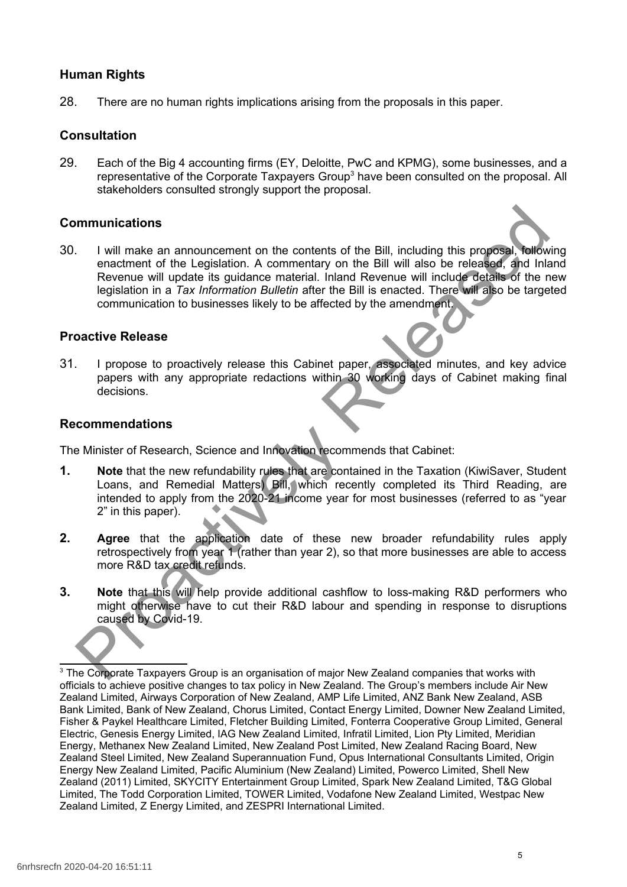## Human Rights

28. There are no human rights implications arising from the proposals in this paper.

## Consultation

29. Each of the Big 4 accounting firms (EY, Deloitte, PwC and KPMG), some businesses, and a representative of the Corporate Taxpayers Group[3] have been consulted on the proposal. All stakeholders consulted strongly support the proposal.

## Communications

30. I will make an announcement on the contents of the Bill, including this proposal, following enactment of the Legislation. A commentary on the Bill will also be released, and Inland Revenue will update its guidance material. Inland Revenue will include details of the new legislation in a *Tax Information Bulletin* after the Bill is enacted. There will also be targeted communication to businesses likely to be affected by the amendment.

## Proactive Release

31. I propose to proactively release this Cabinet paper, associated minutes, and key advice papers with any appropriate redactions within 30 working days of Cabinet making final decisions.

## Recommendations

The Minister of Research, Science and Innovation recommends that Cabinet:

**1.** **Note** that the new refundability rules that are contained in the Taxation (KiwiSaver, Student Loans, and Remedial Matters) Bill, which recently completed its Third Reading, are intended to apply from the 2020-21 income year for most businesses (referred to as "year 2" in this paper).

**2.** **Agree** that the application date of these new broader refundability rules apply retrospectively from year 1 (rather than year 2), so that more businesses are able to access more R&D tax credit refunds.

**3.** **Note** that this will help provide additional cashflow to loss-making R&D performers who might otherwise have to cut their R&D labour and spending in response to disruptions caused by Covid-19.

---

[3] The Corporate Taxpayers Group is an organisation of major New Zealand companies that works with officials to achieve positive changes to tax policy in New Zealand. The Group's members include Air New Zealand Limited, Airways Corporation of New Zealand, AMP Life Limited, ANZ Bank New Zealand, ASB Bank Limited, Bank of New Zealand, Chorus Limited, Contact Energy Limited, Downer New Zealand Limited, Fisher & Paykel Healthcare Limited, Fletcher Building Limited, Fonterra Cooperative Group Limited, General Electric, Genesis Energy Limited, IAG New Zealand Limited, Infratil Limited, Lion Pty Limited, Meridian Energy, Methanex New Zealand Limited, New Zealand Post Limited, New Zealand Racing Board, New Zealand Steel Limited, New Zealand Superannuation Fund, Opus International Consultants Limited, Origin Energy New Zealand Limited, Pacific Aluminium (New Zealand) Limited, Powerco Limited, Shell New Zealand (2011) Limited, SKYCITY Entertainment Group Limited, Spark New Zealand Limited, T&G Global Limited, The Todd Corporation Limited, TOWER Limited, Vodafone New Zealand Limited, Westpac New Zealand Limited, Z Energy Limited, and ZESPRI International Limited.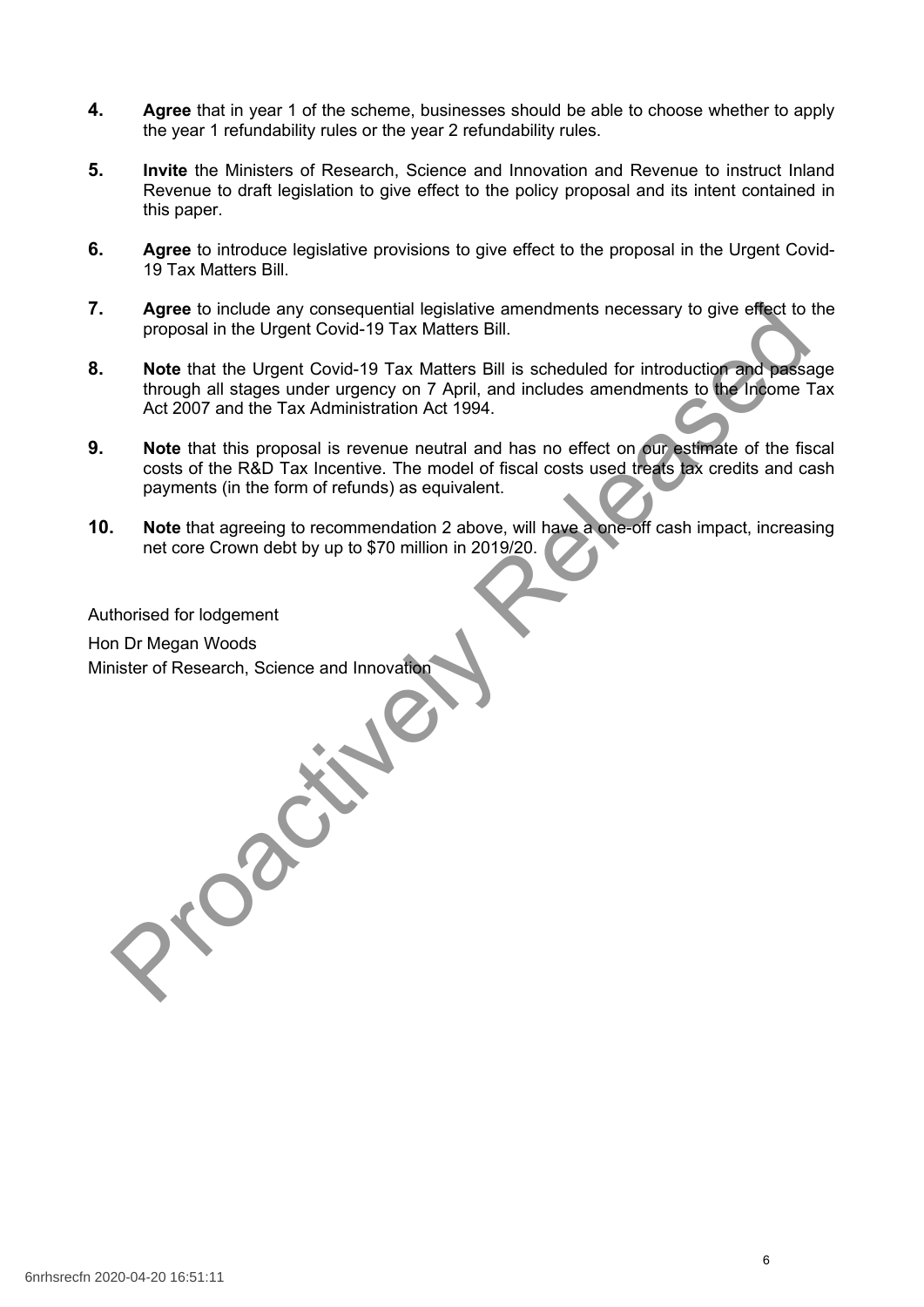4. **Agree** that in year 1 of the scheme, businesses should be able to choose whether to apply the year 1 refundability rules or the year 2 refundability rules.

5. **Invite** the Ministers of Research, Science and Innovation and Revenue to instruct Inland Revenue to draft legislation to give effect to the policy proposal and its intent contained in this paper.

6. **Agree** to introduce legislative provisions to give effect to the proposal in the Urgent Covid-19 Tax Matters Bill.

7. **Agree** to include any consequential legislative amendments necessary to give effect to the proposal in the Urgent Covid-19 Tax Matters Bill.

8. **Note** that the Urgent Covid-19 Tax Matters Bill is scheduled for introduction and passage through all stages under urgency on 7 April, and includes amendments to the Income Tax Act 2007 and the Tax Administration Act 1994.

9. **Note** that this proposal is revenue neutral and has no effect on our estimate of the fiscal costs of the R&D Tax Incentive. The model of fiscal costs used treats tax credits and cash payments (in the form of refunds) as equivalent.

10. **Note** that agreeing to recommendation 2 above, will have a one-off cash impact, increasing net core Crown debt by up to $70 million in 2019/20.

Authorised for lodgement

Hon Dr Megan Woods
Minister of Research, Science and Innovation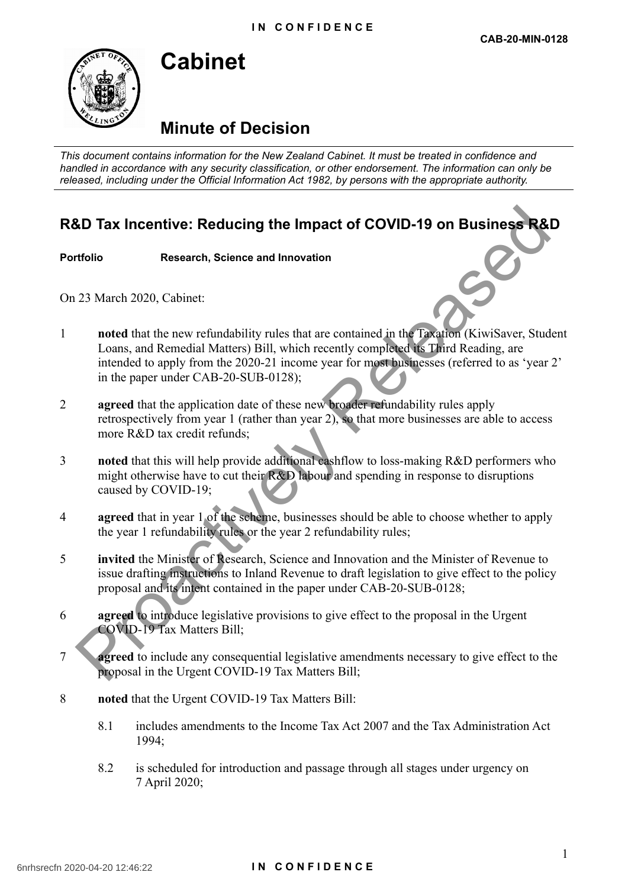**IN CONFIDENCE**

**CAB-20-MIN-0128**

# Cabinet

## Minute of Decision

*This document contains information for the New Zealand Cabinet. It must be treated in confidence and handled in accordance with any security classification, or other endorsement. The information can only be released, including under the Official Information Act 1982, by persons with the appropriate authority.*

## R&D Tax Incentive: Reducing the Impact of COVID-19 on Business R&D

**Portfolio** **Research, Science and Innovation**

On 23 March 2020, Cabinet:

1. **noted** that the new refundability rules that are contained in the Taxation (KiwiSaver, Student Loans, and Remedial Matters) Bill, which recently completed its Third Reading, are intended to apply from the 2020-21 income year for most businesses (referred to as 'year 2' in the paper under CAB-20-SUB-0128);

2. **agreed** that the application date of these new broader refundability rules apply retrospectively from year 1 (rather than year 2), so that more businesses are able to access more R&D tax credit refunds;

3. **noted** that this will help provide additional cashflow to loss-making R&D performers who might otherwise have to cut their R&D labour and spending in response to disruptions caused by COVID-19;

4. **agreed** that in year 1 of the scheme, businesses should be able to choose whether to apply the year 1 refundability rules or the year 2 refundability rules;

5. **invited** the Minister of Research, Science and Innovation and the Minister of Revenue to issue drafting instructions to Inland Revenue to draft legislation to give effect to the policy proposal and its intent contained in the paper under CAB-20-SUB-0128;

6. **agreed** to introduce legislative provisions to give effect to the proposal in the Urgent COVID-19 Tax Matters Bill;

7. **agreed** to include any consequential legislative amendments necessary to give effect to the proposal in the Urgent COVID-19 Tax Matters Bill;

8. **noted** that the Urgent COVID-19 Tax Matters Bill:

   8.1 includes amendments to the Income Tax Act 2007 and the Tax Administration Act 1994;

   8.2 is scheduled for introduction and passage through all stages under urgency on 7 April 2020;

**IN CONFIDENCE**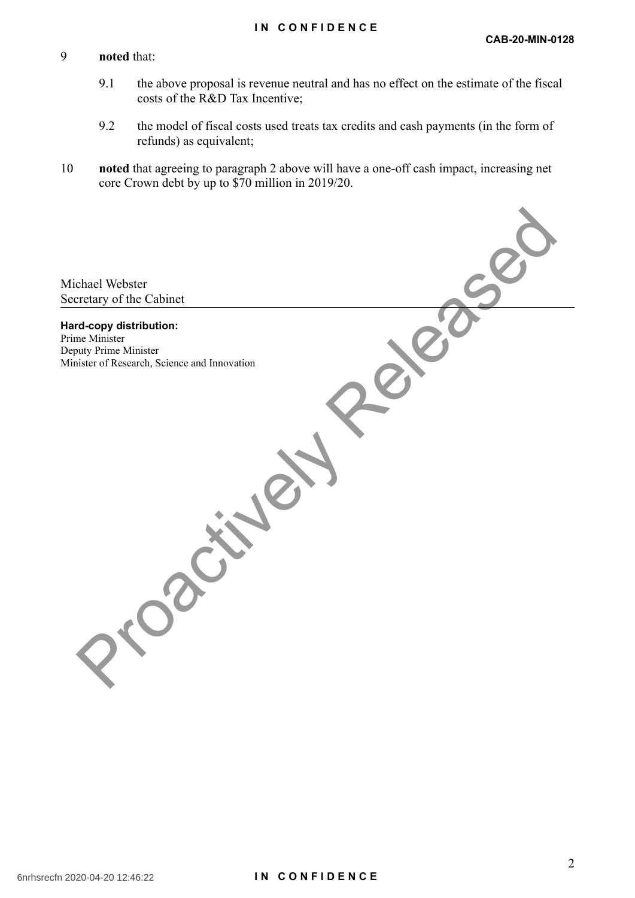9 **noted** that:

   9.1 the above proposal is revenue neutral and has no effect on the estimate of the fiscal costs of the R&D Tax Incentive;

   9.2 the model of fiscal costs used treats tax credits and cash payments (in the form of refunds) as equivalent;

10 **noted** that agreeing to paragraph 2 above will have a one-off cash impact, increasing net core Crown debt by up to $70 million in 2019/20.

Michael Webster
Secretary of the Cabinet

**Hard-copy distribution:**
Prime Minister
Deputy Prime Minister
Minister of Research, Science and Innovation